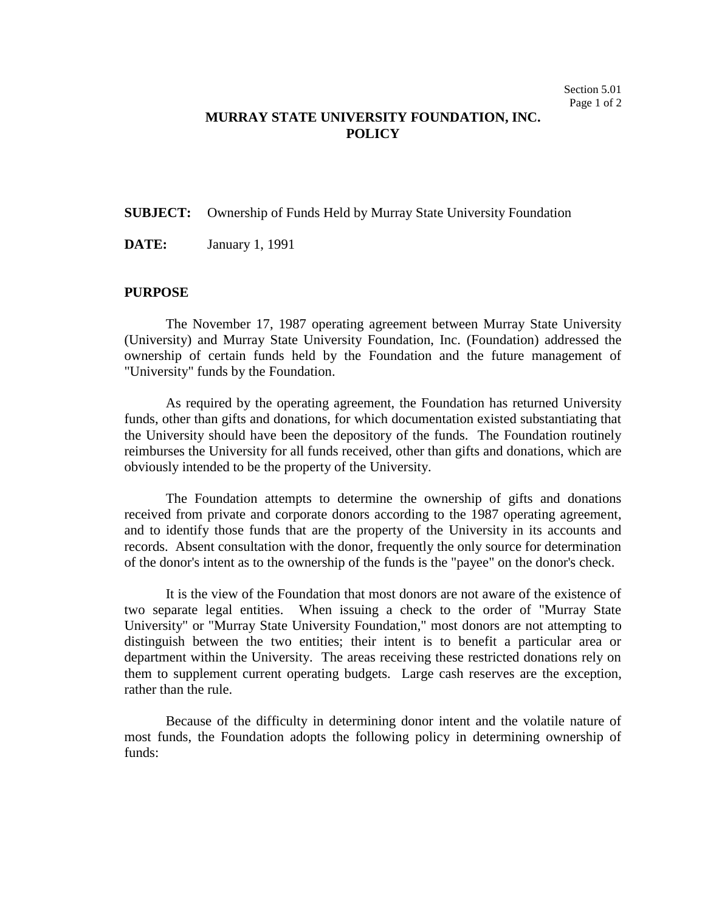# MURRAY STATE UNIVERSITY FOUNDATION, INC.
# POLICY

**SUBJECT:** Ownership of Funds Held by Murray State University Foundation

**DATE:** January 1, 1991

## PURPOSE

The November 17, 1987 operating agreement between Murray State University (University) and Murray State University Foundation, Inc. (Foundation) addressed the ownership of certain funds held by the Foundation and the future management of "University" funds by the Foundation.

As required by the operating agreement, the Foundation has returned University funds, other than gifts and donations, for which documentation existed substantiating that the University should have been the depository of the funds. The Foundation routinely reimburses the University for all funds received, other than gifts and donations, which are obviously intended to be the property of the University.

The Foundation attempts to determine the ownership of gifts and donations received from private and corporate donors according to the 1987 operating agreement, and to identify those funds that are the property of the University in its accounts and records. Absent consultation with the donor, frequently the only source for determination of the donor's intent as to the ownership of the funds is the "payee" on the donor's check.

It is the view of the Foundation that most donors are not aware of the existence of two separate legal entities. When issuing a check to the order of "Murray State University" or "Murray State University Foundation," most donors are not attempting to distinguish between the two entities; their intent is to benefit a particular area or department within the University. The areas receiving these restricted donations rely on them to supplement current operating budgets. Large cash reserves are the exception, rather than the rule.

Because of the difficulty in determining donor intent and the volatile nature of most funds, the Foundation adopts the following policy in determining ownership of funds: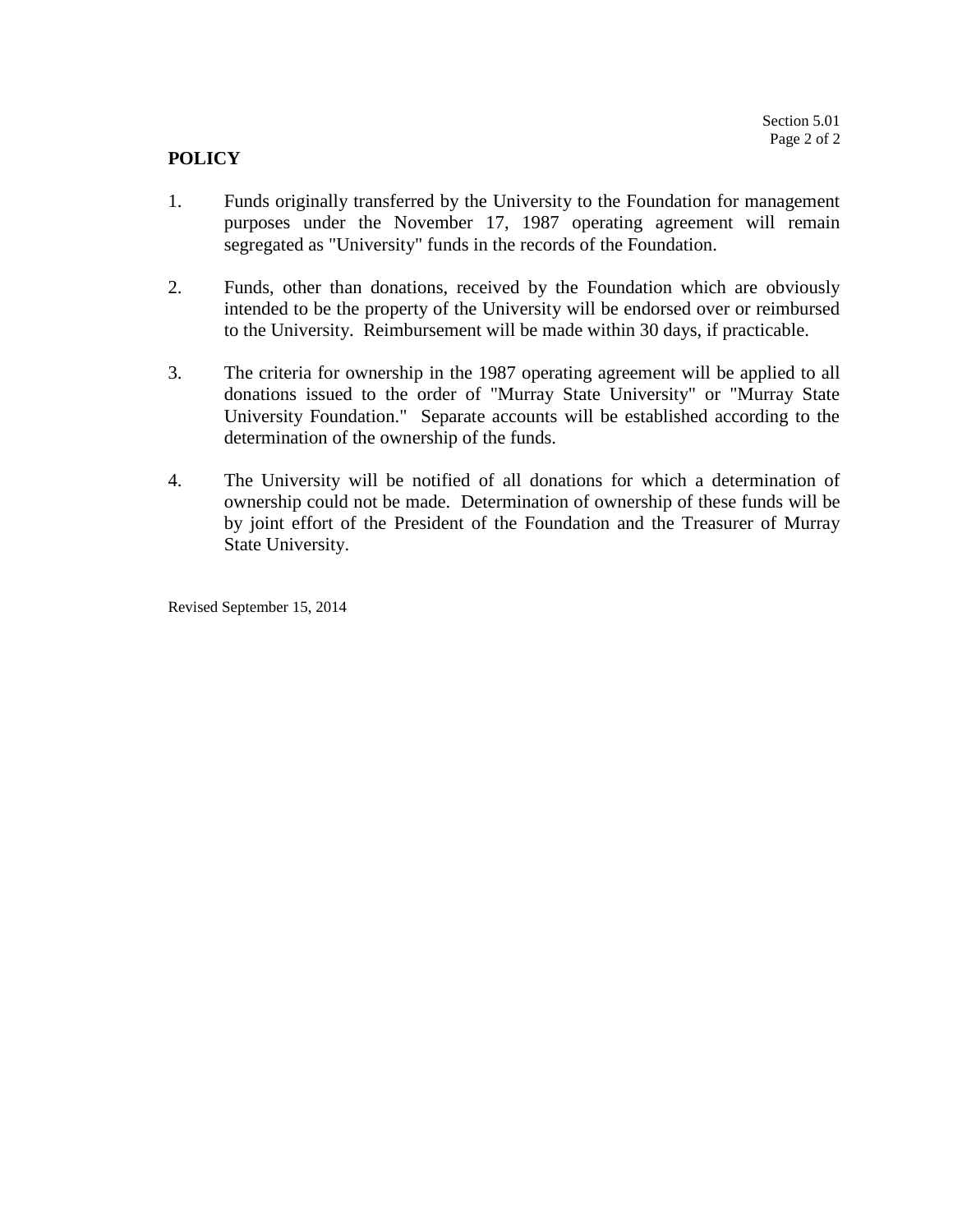## POLICY

1. Funds originally transferred by the University to the Foundation for management purposes under the November 17, 1987 operating agreement will remain segregated as "University" funds in the records of the Foundation.

2. Funds, other than donations, received by the Foundation which are obviously intended to be the property of the University will be endorsed over or reimbursed to the University. Reimbursement will be made within 30 days, if practicable.

3. The criteria for ownership in the 1987 operating agreement will be applied to all donations issued to the order of "Murray State University" or "Murray State University Foundation." Separate accounts will be established according to the determination of the ownership of the funds.

4. The University will be notified of all donations for which a determination of ownership could not be made. Determination of ownership of these funds will be by joint effort of the President of the Foundation and the Treasurer of Murray State University.

Revised September 15, 2014